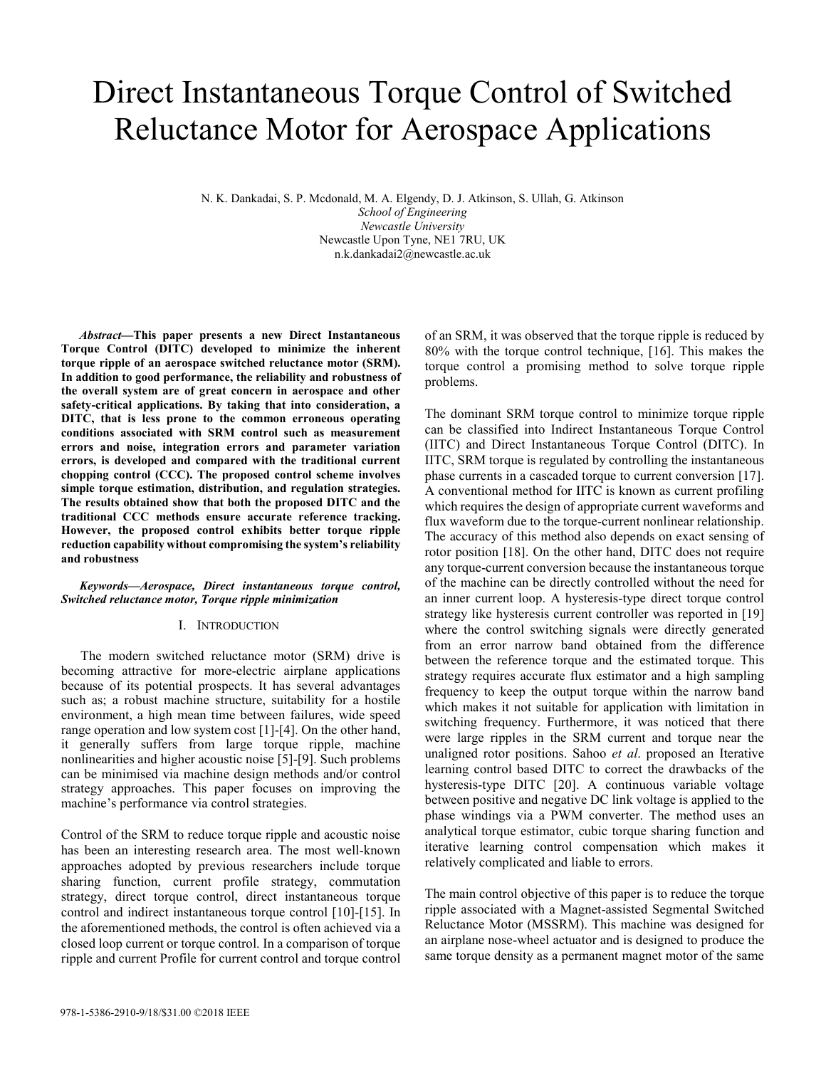# Direct Instantaneous Torque Control of Switched Reluctance Motor for Aerospace Applications

N. K. Dankadai, S. P. Mcdonald, M. A. Elgendy, D. J. Atkinson, S. Ullah, G. Atkinson
*School of Engineering*
*Newcastle University*
Newcastle Upon Tyne, NE1 7RU, UK
n.k.dankadai2@newcastle.ac.uk

***Abstract*—This paper presents a new Direct Instantaneous Torque Control (DITC) developed to minimize the inherent torque ripple of an aerospace switched reluctance motor (SRM). In addition to good performance, the reliability and robustness of the overall system are of great concern in aerospace and other safety-critical applications. By taking that into consideration, a DITC, that is less prone to the common erroneous operating conditions associated with SRM control such as measurement errors and noise, integration errors and parameter variation errors, is developed and compared with the traditional current chopping control (CCC). The proposed control scheme involves simple torque estimation, distribution, and regulation strategies. The results obtained show that both the proposed DITC and the traditional CCC methods ensure accurate reference tracking. However, the proposed control exhibits better torque ripple reduction capability without compromising the system's reliability and robustness**

***Keywords—Aerospace, Direct instantaneous torque control, Switched reluctance motor, Torque ripple minimization***

## I. Introduction

The modern switched reluctance motor (SRM) drive is becoming attractive for more-electric airplane applications because of its potential prospects. It has several advantages such as; a robust machine structure, suitability for a hostile environment, a high mean time between failures, wide speed range operation and low system cost [1]-[4]. On the other hand, it generally suffers from large torque ripple, machine nonlinearities and higher acoustic noise [5]-[9]. Such problems can be minimised via machine design methods and/or control strategy approaches. This paper focuses on improving the machine's performance via control strategies.

Control of the SRM to reduce torque ripple and acoustic noise has been an interesting research area. The most well-known approaches adopted by previous researchers include torque sharing function, current profile strategy, commutation strategy, direct torque control, direct instantaneous torque control and indirect instantaneous torque control [10]-[15]. In the aforementioned methods, the control is often achieved via a closed loop current or torque control. In a comparison of torque ripple and current Profile for current control and torque control of an SRM, it was observed that the torque ripple is reduced by 80% with the torque control technique, [16]. This makes the torque control a promising method to solve torque ripple problems.

The dominant SRM torque control to minimize torque ripple can be classified into Indirect Instantaneous Torque Control (IITC) and Direct Instantaneous Torque Control (DITC). In IITC, SRM torque is regulated by controlling the instantaneous phase currents in a cascaded torque to current conversion [17]. A conventional method for IITC is known as current profiling which requires the design of appropriate current waveforms and flux waveform due to the torque-current nonlinear relationship. The accuracy of this method also depends on exact sensing of rotor position [18]. On the other hand, DITC does not require any torque-current conversion because the instantaneous torque of the machine can be directly controlled without the need for an inner current loop. A hysteresis-type direct torque control strategy like hysteresis current controller was reported in [19] where the control switching signals were directly generated from an error narrow band obtained from the difference between the reference torque and the estimated torque. This strategy requires accurate flux estimator and a high sampling frequency to keep the output torque within the narrow band which makes it not suitable for application with limitation in switching frequency. Furthermore, it was noticed that there were large ripples in the SRM current and torque near the unaligned rotor positions. Sahoo *et al*. proposed an Iterative learning control based DITC to correct the drawbacks of the hysteresis-type DITC [20]. A continuous variable voltage between positive and negative DC link voltage is applied to the phase windings via a PWM converter. The method uses an analytical torque estimator, cubic torque sharing function and iterative learning control compensation which makes it relatively complicated and liable to errors.

The main control objective of this paper is to reduce the torque ripple associated with a Magnet-assisted Segmental Switched Reluctance Motor (MSSRM). This machine was designed for an airplane nose-wheel actuator and is designed to produce the same torque density as a permanent magnet motor of the same

978-1-5386-2910-9/18/$31.00 ©2018 IEEE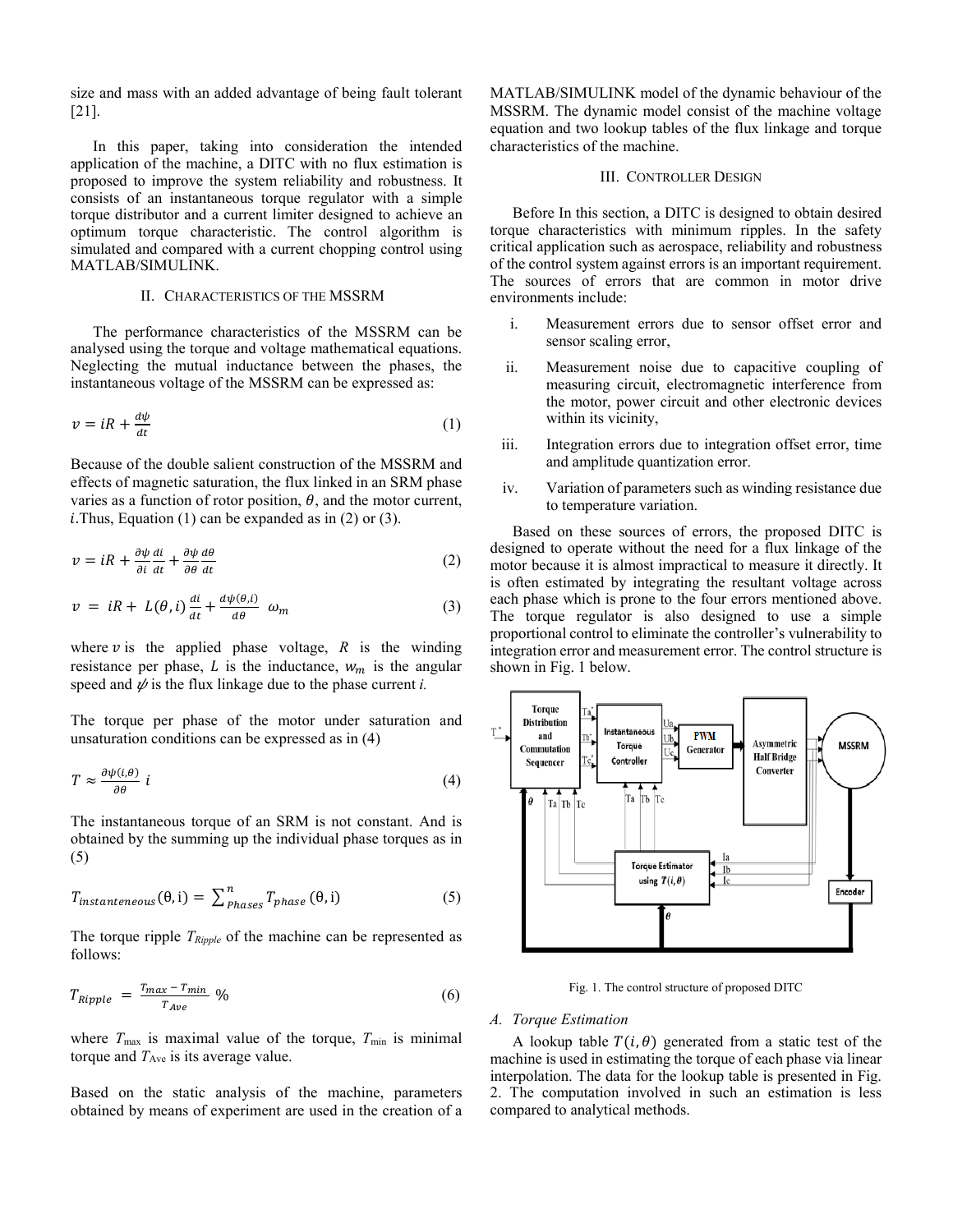size and mass with an added advantage of being fault tolerant [21].

In this paper, taking into consideration the intended application of the machine, a DITC with no flux estimation is proposed to improve the system reliability and robustness. It consists of an instantaneous torque regulator with a simple torque distributor and a current limiter designed to achieve an optimum torque characteristic. The control algorithm is simulated and compared with a current chopping control using MATLAB/SIMULINK.

## II. Characteristics of the MSSRM

The performance characteristics of the MSSRM can be analysed using the torque and voltage mathematical equations. Neglecting the mutual inductance between the phases, the instantaneous voltage of the MSSRM can be expressed as:

$$v = iR + \frac{d\psi}{dt} \tag{1}$$

Because of the double salient construction of the MSSRM and effects of magnetic saturation, the flux linked in an SRM phase varies as a function of rotor position, $\theta$, and the motor current, $i$.Thus, Equation (1) can be expanded as in (2) or (3).

$$v = iR + \frac{\partial \psi}{\partial i}\frac{di}{dt} + \frac{\partial \psi}{\partial \theta}\frac{d\theta}{dt} \tag{2}$$

$$v = iR + L(\theta, i)\frac{di}{dt} + \frac{d\psi(\theta,i)}{d\theta}\ \omega_m \tag{3}$$

where $v$ is the applied phase voltage, $R$ is the winding resistance per phase, $L$ is the inductance, $w_m$ is the angular speed and $\psi$ is the flux linkage due to the phase current *i.*

The torque per phase of the motor under saturation and unsaturation conditions can be expressed as in (4)

$$T \approx \frac{\partial \psi(i,\theta)}{\partial \theta}\ i \tag{4}$$

The instantaneous torque of an SRM is not constant. And is obtained by the summing up the individual phase torques as in (5)

$$T_{instanteneous}(\theta, \mathrm{i}) = \sum_{Phases}^{n} T_{phase}(\theta, \mathrm{i}) \tag{5}$$

The torque ripple $T_{Ripple}$ of the machine can be represented as follows:

$$T_{Ripple} = \frac{T_{max} - T_{min}}{T_{Ave}}\ \% \tag{6}$$

where $T_{\max}$ is maximal value of the torque, $T_{\min}$ is minimal torque and $T_{\text{Ave}}$ is its average value.

Based on the static analysis of the machine, parameters obtained by means of experiment are used in the creation of a MATLAB/SIMULINK model of the dynamic behaviour of the MSSRM. The dynamic model consist of the machine voltage equation and two lookup tables of the flux linkage and torque characteristics of the machine.

## III. Controller Design

Before In this section, a DITC is designed to obtain desired torque characteristics with minimum ripples. In the safety critical application such as aerospace, reliability and robustness of the control system against errors is an important requirement. The sources of errors that are common in motor drive environments include:

i. Measurement errors due to sensor offset error and sensor scaling error,

ii. Measurement noise due to capacitive coupling of measuring circuit, electromagnetic interference from the motor, power circuit and other electronic devices within its vicinity,

iii. Integration errors due to integration offset error, time and amplitude quantization error.

iv. Variation of parameters such as winding resistance due to temperature variation.

Based on these sources of errors, the proposed DITC is designed to operate without the need for a flux linkage of the motor because it is almost impractical to measure it directly. It is often estimated by integrating the resultant voltage across each phase which is prone to the four errors mentioned above. The torque regulator is also designed to use a simple proportional control to eliminate the controller's vulnerability to integration error and measurement error. The control structure is shown in Fig. 1 below.

Fig. 1. The control structure of proposed DITC

### A. Torque Estimation

A lookup table $T(i, \theta)$ generated from a static test of the machine is used in estimating the torque of each phase via linear interpolation. The data for the lookup table is presented in Fig. 2. The computation involved in such an estimation is less compared to analytical methods.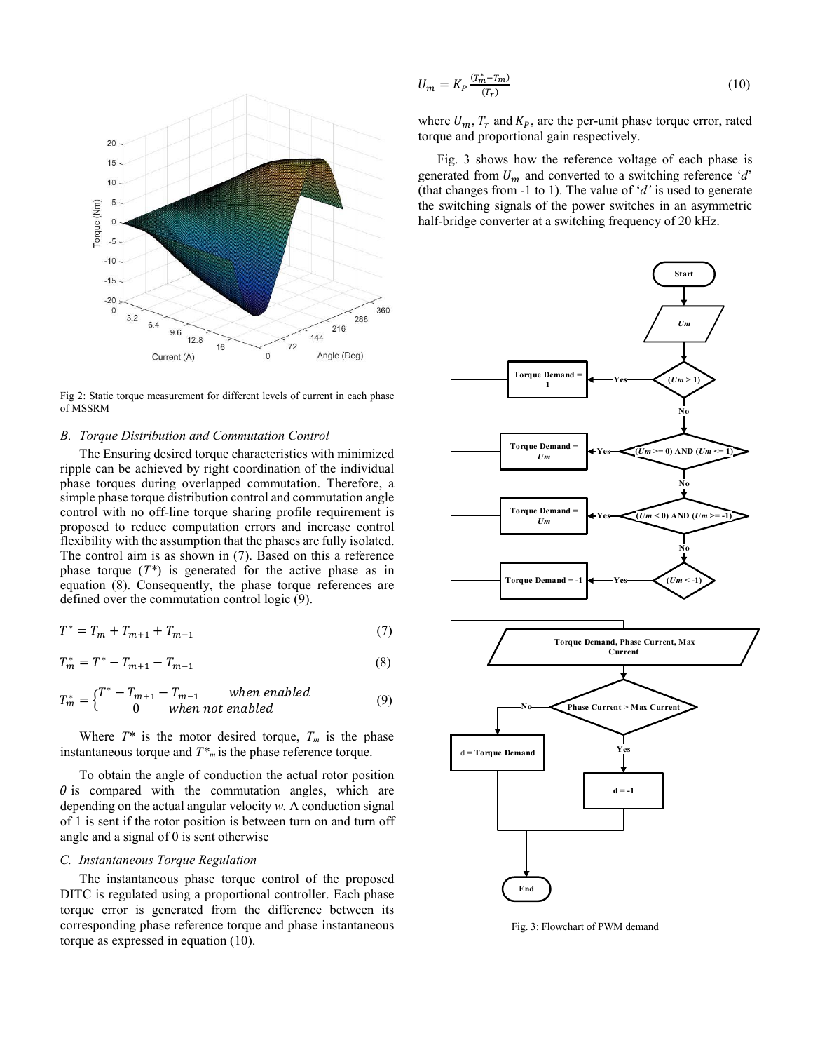Fig 2: Static torque measurement for different levels of current in each phase of MSSRM

### B. Torque Distribution and Commutation Control

The Ensuring desired torque characteristics with minimized ripple can be achieved by right coordination of the individual phase torques during overlapped commutation. Therefore, a simple phase torque distribution control and commutation angle control with no off-line torque sharing profile requirement is proposed to reduce computation errors and increase control flexibility with the assumption that the phases are fully isolated. The control aim is as shown in (7). Based on this a reference phase torque ($T^*$) is generated for the active phase as in equation (8). Consequently, the phase torque references are defined over the commutation control logic (9).

$$T^* = T_m + T_{m+1} + T_{m-1} \tag{7}$$

$$T_m^* = T^* - T_{m+1} - T_{m-1} \tag{8}$$

$$T_m^* = \begin{cases} T^* - T_{m+1} - T_{m-1} & \text{when enabled} \\ 0 & \text{when not enabled} \end{cases} \tag{9}$$

Where $T^*$ is the motor desired torque, $T_m$ is the phase instantaneous torque and $T^*_m$ is the phase reference torque.

To obtain the angle of conduction the actual rotor position $\theta$ is compared with the commutation angles, which are depending on the actual angular velocity $w$. A conduction signal of 1 is sent if the rotor position is between turn on and turn off angle and a signal of 0 is sent otherwise

### C. Instantaneous Torque Regulation

The instantaneous phase torque control of the proposed DITC is regulated using a proportional controller. Each phase torque error is generated from the difference between its corresponding phase reference torque and phase instantaneous torque as expressed in equation (10).

$$U_m = K_P \frac{(T_m^* - T_m)}{(T_r)} \tag{10}$$

where $U_m$, $T_r$ and $K_P$, are the per-unit phase torque error, rated torque and proportional gain respectively.

Fig. 3 shows how the reference voltage of each phase is generated from $U_m$ and converted to a switching reference '$d$' (that changes from -1 to 1). The value of '$d$' is used to generate the switching signals of the power switches in an asymmetric half-bridge converter at a switching frequency of 20 kHz.

Fig. 3: Flowchart of PWM demand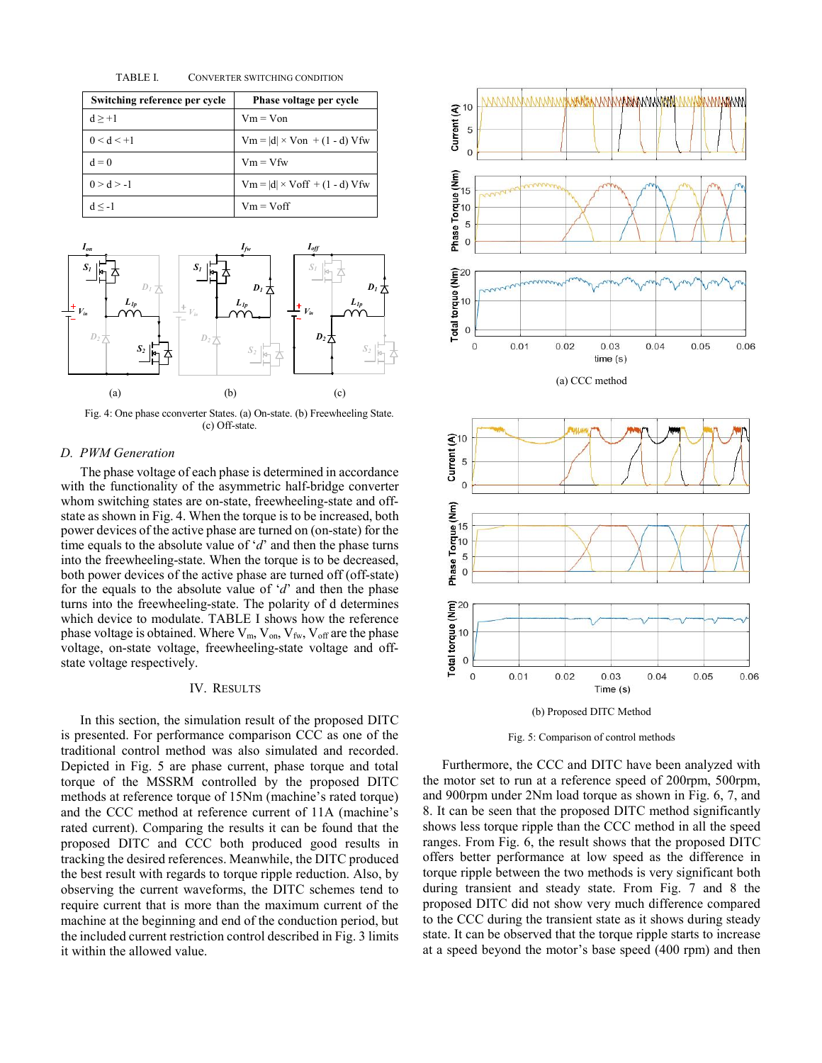TABLE I. CONVERTER SWITCHING CONDITION

| Switching reference per cycle | Phase voltage per cycle |
|---|---|
| d ≥ +1 | Vm = Von |
| 0 < d < +1 | Vm = \|d\| × Von + (1 - d) Vfw |
| d = 0 | Vm = Vfw |
| 0 > d > -1 | Vm = \|d\| × Voff + (1 - d) Vfw |
| d ≤ -1 | Vm = Voff |

Fig. 4: One phase cconverter States. (a) On-state. (b) Freewheeling State. (c) Off-state.

### D. PWM Generation

The phase voltage of each phase is determined in accordance with the functionality of the asymmetric half-bridge converter whom switching states are on-state, freewheeling-state and off-state as shown in Fig. 4. When the torque is to be increased, both power devices of the active phase are turned on (on-state) for the time equals to the absolute value of '*d*' and then the phase turns into the freewheeling-state. When the torque is to be decreased, both power devices of the active phase are turned off (off-state) for the equals to the absolute value of '*d*' and then the phase turns into the freewheeling-state. The polarity of d determines which device to modulate. TABLE I shows how the reference phase voltage is obtained. Where $V_m$, $V_{on}$, $V_{fw}$, $V_{off}$ are the phase voltage, on-state voltage, freewheeling-state voltage and off-state voltage respectively.

## IV. RESULTS

In this section, the simulation result of the proposed DITC is presented. For performance comparison CCC as one of the traditional control method was also simulated and recorded. Depicted in Fig. 5 are phase current, phase torque and total torque of the MSSRM controlled by the proposed DITC methods at reference torque of 15Nm (machine's rated torque) and the CCC method at reference current of 11A (machine's rated current). Comparing the results it can be found that the proposed DITC and CCC both produced good results in tracking the desired references. Meanwhile, the DITC produced the best result with regards to torque ripple reduction. Also, by observing the current waveforms, the DITC schemes tend to require current that is more than the maximum current of the machine at the beginning and end of the conduction period, but the included current restriction control described in Fig. 3 limits it within the allowed value.

(a) CCC method

(b) Proposed DITC Method

Fig. 5: Comparison of control methods

Furthermore, the CCC and DITC have been analyzed with the motor set to run at a reference speed of 200rpm, 500rpm, and 900rpm under 2Nm load torque as shown in Fig. 6, 7, and 8. It can be seen that the proposed DITC method significantly shows less torque ripple than the CCC method in all the speed ranges. From Fig. 6, the result shows that the proposed DITC offers better performance at low speed as the difference in torque ripple between the two methods is very significant both during transient and steady state. From Fig. 7 and 8 the proposed DITC did not show very much difference compared to the CCC during the transient state as it shows during steady state. It can be observed that the torque ripple starts to increase at a speed beyond the motor's base speed (400 rpm) and then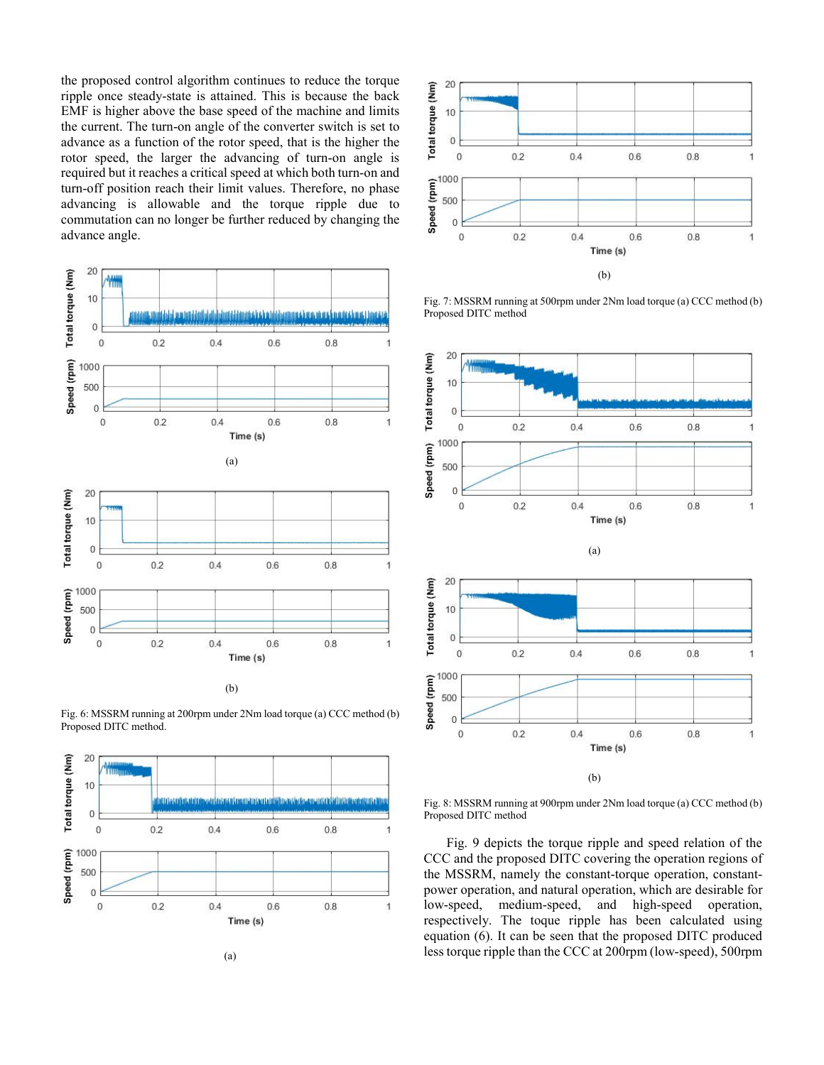the proposed control algorithm continues to reduce the torque ripple once steady-state is attained. This is because the back EMF is higher above the base speed of the machine and limits the current. The turn-on angle of the converter switch is set to advance as a function of the rotor speed, that is the higher the rotor speed, the larger the advancing of turn-on angle is required but it reaches a critical speed at which both turn-on and turn-off position reach their limit values. Therefore, no phase advancing is allowable and the torque ripple due to commutation can no longer be further reduced by changing the advance angle.

(a)

(b)

Fig. 6: MSSRM running at 200rpm under 2Nm load torque (a) CCC method (b) Proposed DITC method.

(a)

(b)

Fig. 7: MSSRM running at 500rpm under 2Nm load torque (a) CCC method (b) Proposed DITC method

(a)

(b)

Fig. 8: MSSRM running at 900rpm under 2Nm load torque (a) CCC method (b) Proposed DITC method

Fig. 9 depicts the torque ripple and speed relation of the CCC and the proposed DITC covering the operation regions of the MSSRM, namely the constant-torque operation, constant-power operation, and natural operation, which are desirable for low-speed, medium-speed, and high-speed operation, respectively. The toque ripple has been calculated using equation (6). It can be seen that the proposed DITC produced less torque ripple than the CCC at 200rpm (low-speed), 500rpm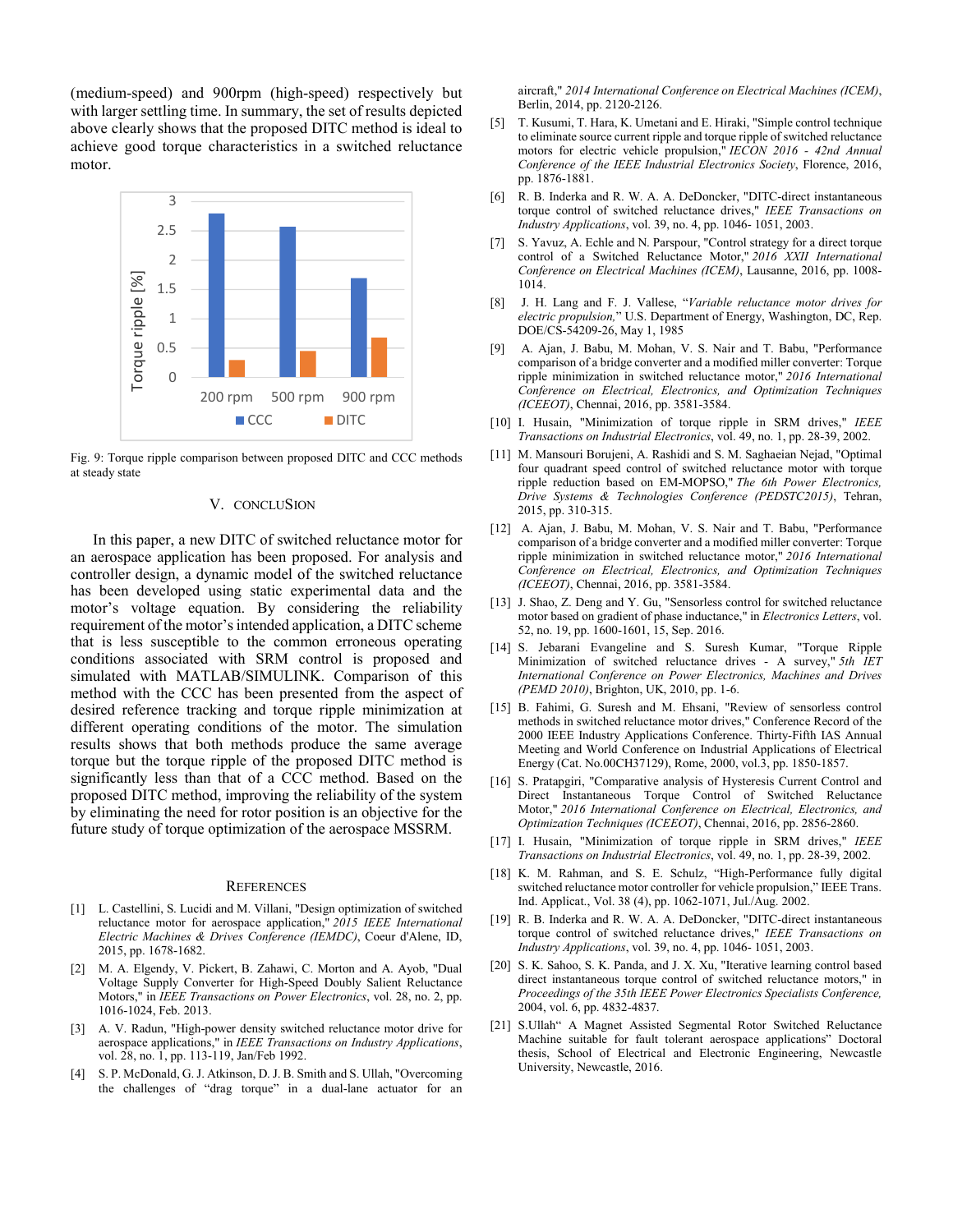(medium-speed) and 900rpm (high-speed) respectively but with larger settling time. In summary, the set of results depicted above clearly shows that the proposed DITC method is ideal to achieve good torque characteristics in a switched reluctance motor.

Torque ripple [%]

3
2.5
2
1.5
1
0.5
0

200 rpm 500 rpm 900 rpm

CCC DITC

Fig. 9: Torque ripple comparison between proposed DITC and CCC methods at steady state

## V. CONCLUSION

In this paper, a new DITC of switched reluctance motor for an aerospace application has been proposed. For analysis and controller design, a dynamic model of the switched reluctance has been developed using static experimental data and the motor's voltage equation. By considering the reliability requirement of the motor's intended application, a DITC scheme that is less susceptible to the common erroneous operating conditions associated with SRM control is proposed and simulated with MATLAB/SIMULINK. Comparison of this method with the CCC has been presented from the aspect of desired reference tracking and torque ripple minimization at different operating conditions of the motor. The simulation results shows that both methods produce the same average torque but the torque ripple of the proposed DITC method is significantly less than that of a CCC method. Based on the proposed DITC method, improving the reliability of the system by eliminating the need for rotor position is an objective for the future study of torque optimization of the aerospace MSSRM.

## REFERENCES

[1] L. Castellini, S. Lucidi and M. Villani, "Design optimization of switched reluctance motor for aerospace application," *2015 IEEE International Electric Machines & Drives Conference (IEMDC)*, Coeur d'Alene, ID, 2015, pp. 1678-1682.

[2] M. A. Elgendy, V. Pickert, B. Zahawi, C. Morton and A. Ayob, "Dual Voltage Supply Converter for High-Speed Doubly Salient Reluctance Motors," in *IEEE Transactions on Power Electronics*, vol. 28, no. 2, pp. 1016-1024, Feb. 2013.

[3] A. V. Radun, "High-power density switched reluctance motor drive for aerospace applications," in *IEEE Transactions on Industry Applications*, vol. 28, no. 1, pp. 113-119, Jan/Feb 1992.

[4] S. P. McDonald, G. J. Atkinson, D. J. B. Smith and S. Ullah, "Overcoming the challenges of "drag torque" in a dual-lane actuator for an aircraft," *2014 International Conference on Electrical Machines (ICEM)*, Berlin, 2014, pp. 2120-2126.

[5] T. Kusumi, T. Hara, K. Umetani and E. Hiraki, "Simple control technique to eliminate source current ripple and torque ripple of switched reluctance motors for electric vehicle propulsion," *IECON 2016 - 42nd Annual Conference of the IEEE Industrial Electronics Society*, Florence, 2016, pp. 1876-1881.

[6] R. B. Inderka and R. W. A. A. DeDoncker, "DITC-direct instantaneous torque control of switched reluctance drives," *IEEE Transactions on Industry Applications*, vol. 39, no. 4, pp. 1046- 1051, 2003.

[7] S. Yavuz, A. Echle and N. Parspour, "Control strategy for a direct torque control of a Switched Reluctance Motor," *2016 XXII International Conference on Electrical Machines (ICEM)*, Lausanne, 2016, pp. 1008-1014.

[8] J. H. Lang and F. J. Vallese, "*Variable reluctance motor drives for electric propulsion,*" U.S. Department of Energy, Washington, DC, Rep. DOE/CS-54209-26, May 1, 1985

[9] A. Ajan, J. Babu, M. Mohan, V. S. Nair and T. Babu, "Performance comparison of a bridge converter and a modified miller converter: Torque ripple minimization in switched reluctance motor," *2016 International Conference on Electrical, Electronics, and Optimization Techniques (ICEEOT)*, Chennai, 2016, pp. 3581-3584.

[10] I. Husain, "Minimization of torque ripple in SRM drives," *IEEE Transactions on Industrial Electronics*, vol. 49, no. 1, pp. 28-39, 2002.

[11] M. Mansouri Borujeni, A. Rashidi and S. M. Saghaeian Nejad, "Optimal four quadrant speed control of switched reluctance motor with torque ripple reduction based on EM-MOPSO," *The 6th Power Electronics, Drive Systems & Technologies Conference (PEDSTC2015)*, Tehran, 2015, pp. 310-315.

[12] A. Ajan, J. Babu, M. Mohan, V. S. Nair and T. Babu, "Performance comparison of a bridge converter and a modified miller converter: Torque ripple minimization in switched reluctance motor," *2016 International Conference on Electrical, Electronics, and Optimization Techniques (ICEEOT)*, Chennai, 2016, pp. 3581-3584.

[13] J. Shao, Z. Deng and Y. Gu, "Sensorless control for switched reluctance motor based on gradient of phase inductance," in *Electronics Letters*, vol. 52, no. 19, pp. 1600-1601, 15, Sep. 2016.

[14] S. Jebarani Evangeline and S. Suresh Kumar, "Torque Ripple Minimization of switched reluctance drives - A survey," *5th IET International Conference on Power Electronics, Machines and Drives (PEMD 2010)*, Brighton, UK, 2010, pp. 1-6.

[15] B. Fahimi, G. Suresh and M. Ehsani, "Review of sensorless control methods in switched reluctance motor drives," Conference Record of the 2000 IEEE Industry Applications Conference. Thirty-Fifth IAS Annual Meeting and World Conference on Industrial Applications of Electrical Energy (Cat. No.00CH37129), Rome, 2000, vol.3, pp. 1850-1857.

[16] S. Pratapgiri, "Comparative analysis of Hysteresis Current Control and Direct Instantaneous Torque Control of Switched Reluctance Motor," *2016 International Conference on Electrical, Electronics, and Optimization Techniques (ICEEOT)*, Chennai, 2016, pp. 2856-2860.

[17] I. Husain, "Minimization of torque ripple in SRM drives," *IEEE Transactions on Industrial Electronics*, vol. 49, no. 1, pp. 28-39, 2002.

[18] K. M. Rahman, and S. E. Schulz, "High-Performance fully digital switched reluctance motor controller for vehicle propulsion," IEEE Trans. Ind. Applicat., Vol. 38 (4), pp. 1062-1071, Jul./Aug. 2002.

[19] R. B. Inderka and R. W. A. A. DeDoncker, "DITC-direct instantaneous torque control of switched reluctance drives," *IEEE Transactions on Industry Applications*, vol. 39, no. 4, pp. 1046- 1051, 2003.

[20] S. K. Sahoo, S. K. Panda, and J. X. Xu, "Iterative learning control based direct instantaneous torque control of switched reluctance motors," in *Proceedings of the 35th IEEE Power Electronics Specialists Conference,* 2004, vol. 6, pp. 4832-4837.

[21] S.Ullah" A Magnet Assisted Segmental Rotor Switched Reluctance Machine suitable for fault tolerant aerospace applications" Doctoral thesis, School of Electrical and Electronic Engineering, Newcastle University, Newcastle, 2016.